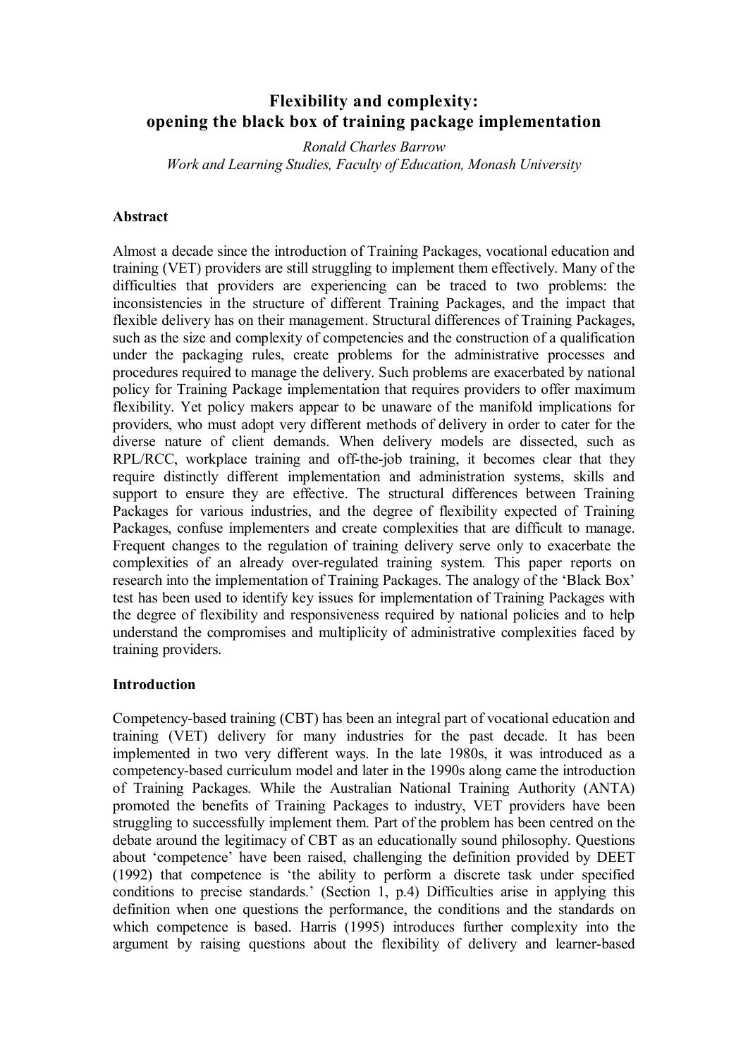# Flexibility and complexity: opening the black box of training package implementation

*Ronald Charles Barrow*
*Work and Learning Studies, Faculty of Education, Monash University*

## Abstract

Almost a decade since the introduction of Training Packages, vocational education and training (VET) providers are still struggling to implement them effectively. Many of the difficulties that providers are experiencing can be traced to two problems: the inconsistencies in the structure of different Training Packages, and the impact that flexible delivery has on their management. Structural differences of Training Packages, such as the size and complexity of competencies and the construction of a qualification under the packaging rules, create problems for the administrative processes and procedures required to manage the delivery. Such problems are exacerbated by national policy for Training Package implementation that requires providers to offer maximum flexibility. Yet policy makers appear to be unaware of the manifold implications for providers, who must adopt very different methods of delivery in order to cater for the diverse nature of client demands. When delivery models are dissected, such as RPL/RCC, workplace training and off-the-job training, it becomes clear that they require distinctly different implementation and administration systems, skills and support to ensure they are effective. The structural differences between Training Packages for various industries, and the degree of flexibility expected of Training Packages, confuse implementers and create complexities that are difficult to manage. Frequent changes to the regulation of training delivery serve only to exacerbate the complexities of an already over-regulated training system. This paper reports on research into the implementation of Training Packages. The analogy of the 'Black Box' test has been used to identify key issues for implementation of Training Packages with the degree of flexibility and responsiveness required by national policies and to help understand the compromises and multiplicity of administrative complexities faced by training providers.

## Introduction

Competency-based training (CBT) has been an integral part of vocational education and training (VET) delivery for many industries for the past decade. It has been implemented in two very different ways. In the late 1980s, it was introduced as a competency-based curriculum model and later in the 1990s along came the introduction of Training Packages. While the Australian National Training Authority (ANTA) promoted the benefits of Training Packages to industry, VET providers have been struggling to successfully implement them. Part of the problem has been centred on the debate around the legitimacy of CBT as an educationally sound philosophy. Questions about 'competence' have been raised, challenging the definition provided by DEET (1992) that competence is 'the ability to perform a discrete task under specified conditions to precise standards.' (Section 1, p.4) Difficulties arise in applying this definition when one questions the performance, the conditions and the standards on which competence is based. Harris (1995) introduces further complexity into the argument by raising questions about the flexibility of delivery and learner-based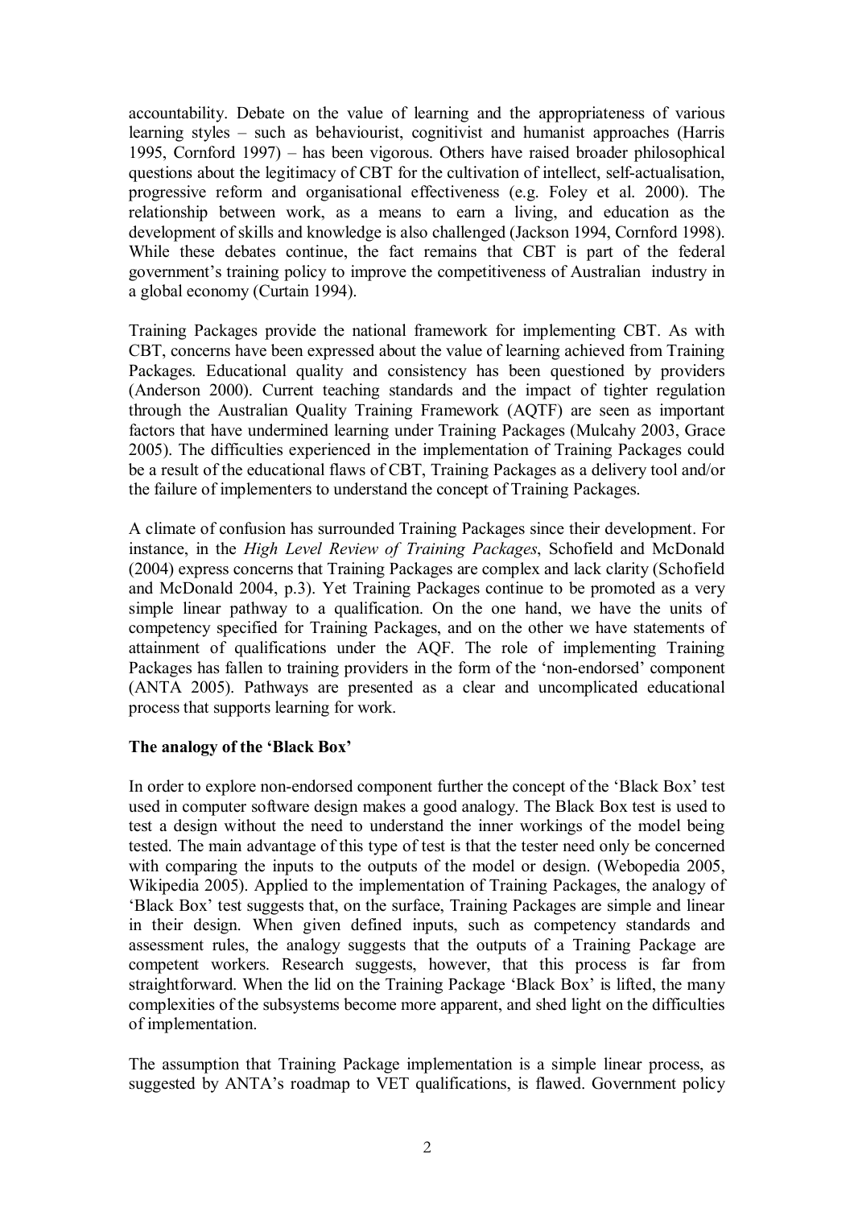accountability. Debate on the value of learning and the appropriateness of various learning styles – such as behaviourist, cognitivist and humanist approaches (Harris 1995, Cornford 1997) – has been vigorous. Others have raised broader philosophical questions about the legitimacy of CBT for the cultivation of intellect, self-actualisation, progressive reform and organisational effectiveness (e.g. Foley et al. 2000). The relationship between work, as a means to earn a living, and education as the development of skills and knowledge is also challenged (Jackson 1994, Cornford 1998). While these debates continue, the fact remains that CBT is part of the federal government's training policy to improve the competitiveness of Australian industry in a global economy (Curtain 1994).

Training Packages provide the national framework for implementing CBT. As with CBT, concerns have been expressed about the value of learning achieved from Training Packages. Educational quality and consistency has been questioned by providers (Anderson 2000). Current teaching standards and the impact of tighter regulation through the Australian Quality Training Framework (AQTF) are seen as important factors that have undermined learning under Training Packages (Mulcahy 2003, Grace 2005). The difficulties experienced in the implementation of Training Packages could be a result of the educational flaws of CBT, Training Packages as a delivery tool and/or the failure of implementers to understand the concept of Training Packages.

A climate of confusion has surrounded Training Packages since their development. For instance, in the *High Level Review of Training Packages*, Schofield and McDonald (2004) express concerns that Training Packages are complex and lack clarity (Schofield and McDonald 2004, p.3). Yet Training Packages continue to be promoted as a very simple linear pathway to a qualification. On the one hand, we have the units of competency specified for Training Packages, and on the other we have statements of attainment of qualifications under the AQF. The role of implementing Training Packages has fallen to training providers in the form of the 'non-endorsed' component (ANTA 2005). Pathways are presented as a clear and uncomplicated educational process that supports learning for work.

**The analogy of the 'Black Box'**

In order to explore non-endorsed component further the concept of the 'Black Box' test used in computer software design makes a good analogy. The Black Box test is used to test a design without the need to understand the inner workings of the model being tested. The main advantage of this type of test is that the tester need only be concerned with comparing the inputs to the outputs of the model or design. (Webopedia 2005, Wikipedia 2005). Applied to the implementation of Training Packages, the analogy of 'Black Box' test suggests that, on the surface, Training Packages are simple and linear in their design. When given defined inputs, such as competency standards and assessment rules, the analogy suggests that the outputs of a Training Package are competent workers. Research suggests, however, that this process is far from straightforward. When the lid on the Training Package 'Black Box' is lifted, the many complexities of the subsystems become more apparent, and shed light on the difficulties of implementation.

The assumption that Training Package implementation is a simple linear process, as suggested by ANTA's roadmap to VET qualifications, is flawed. Government policy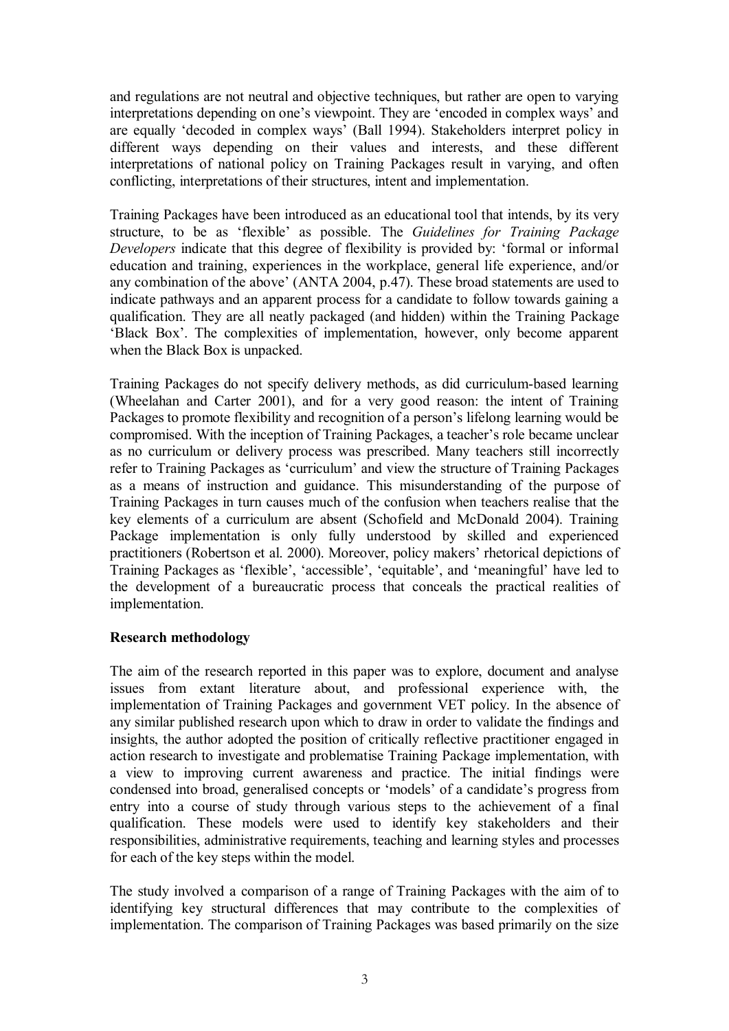and regulations are not neutral and objective techniques, but rather are open to varying interpretations depending on one's viewpoint. They are 'encoded in complex ways' and are equally 'decoded in complex ways' (Ball 1994). Stakeholders interpret policy in different ways depending on their values and interests, and these different interpretations of national policy on Training Packages result in varying, and often conflicting, interpretations of their structures, intent and implementation.

Training Packages have been introduced as an educational tool that intends, by its very structure, to be as 'flexible' as possible. The *Guidelines for Training Package Developers* indicate that this degree of flexibility is provided by: 'formal or informal education and training, experiences in the workplace, general life experience, and/or any combination of the above' (ANTA 2004, p.47). These broad statements are used to indicate pathways and an apparent process for a candidate to follow towards gaining a qualification. They are all neatly packaged (and hidden) within the Training Package 'Black Box'. The complexities of implementation, however, only become apparent when the Black Box is unpacked.

Training Packages do not specify delivery methods, as did curriculum-based learning (Wheelahan and Carter 2001), and for a very good reason: the intent of Training Packages to promote flexibility and recognition of a person's lifelong learning would be compromised. With the inception of Training Packages, a teacher's role became unclear as no curriculum or delivery process was prescribed. Many teachers still incorrectly refer to Training Packages as 'curriculum' and view the structure of Training Packages as a means of instruction and guidance. This misunderstanding of the purpose of Training Packages in turn causes much of the confusion when teachers realise that the key elements of a curriculum are absent (Schofield and McDonald 2004). Training Package implementation is only fully understood by skilled and experienced practitioners (Robertson et al. 2000). Moreover, policy makers' rhetorical depictions of Training Packages as 'flexible', 'accessible', 'equitable', and 'meaningful' have led to the development of a bureaucratic process that conceals the practical realities of implementation.

**Research methodology**

The aim of the research reported in this paper was to explore, document and analyse issues from extant literature about, and professional experience with, the implementation of Training Packages and government VET policy. In the absence of any similar published research upon which to draw in order to validate the findings and insights, the author adopted the position of critically reflective practitioner engaged in action research to investigate and problematise Training Package implementation, with a view to improving current awareness and practice. The initial findings were condensed into broad, generalised concepts or 'models' of a candidate's progress from entry into a course of study through various steps to the achievement of a final qualification. These models were used to identify key stakeholders and their responsibilities, administrative requirements, teaching and learning styles and processes for each of the key steps within the model.

The study involved a comparison of a range of Training Packages with the aim of to identifying key structural differences that may contribute to the complexities of implementation. The comparison of Training Packages was based primarily on the size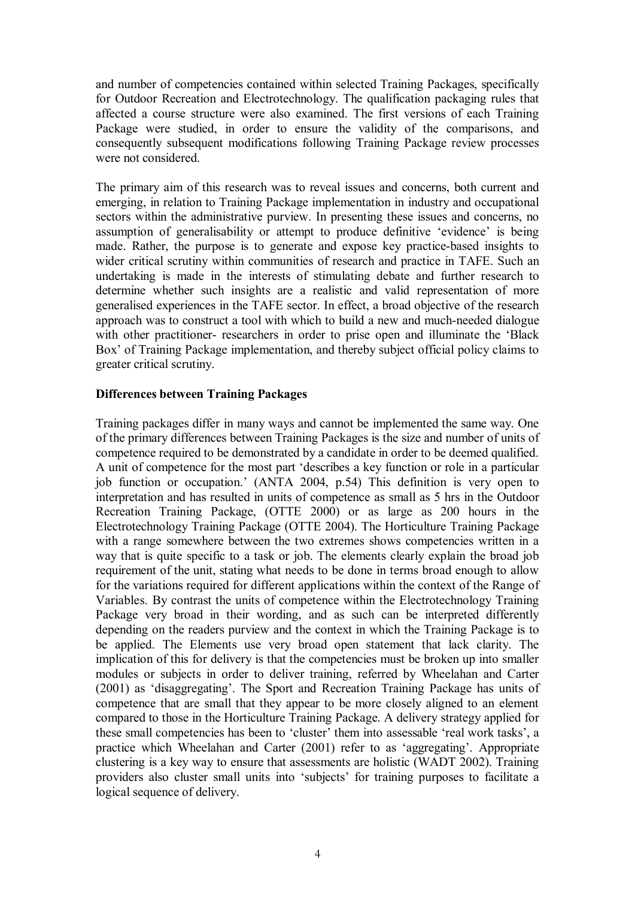and number of competencies contained within selected Training Packages, specifically for Outdoor Recreation and Electrotechnology. The qualification packaging rules that affected a course structure were also examined. The first versions of each Training Package were studied, in order to ensure the validity of the comparisons, and consequently subsequent modifications following Training Package review processes were not considered.

The primary aim of this research was to reveal issues and concerns, both current and emerging, in relation to Training Package implementation in industry and occupational sectors within the administrative purview. In presenting these issues and concerns, no assumption of generalisability or attempt to produce definitive 'evidence' is being made. Rather, the purpose is to generate and expose key practice-based insights to wider critical scrutiny within communities of research and practice in TAFE. Such an undertaking is made in the interests of stimulating debate and further research to determine whether such insights are a realistic and valid representation of more generalised experiences in the TAFE sector. In effect, a broad objective of the research approach was to construct a tool with which to build a new and much-needed dialogue with other practitioner- researchers in order to prise open and illuminate the 'Black Box' of Training Package implementation, and thereby subject official policy claims to greater critical scrutiny.

**Differences between Training Packages**

Training packages differ in many ways and cannot be implemented the same way. One of the primary differences between Training Packages is the size and number of units of competence required to be demonstrated by a candidate in order to be deemed qualified. A unit of competence for the most part 'describes a key function or role in a particular job function or occupation.' (ANTA 2004, p.54) This definition is very open to interpretation and has resulted in units of competence as small as 5 hrs in the Outdoor Recreation Training Package, (OTTE 2000) or as large as 200 hours in the Electrotechnology Training Package (OTTE 2004). The Horticulture Training Package with a range somewhere between the two extremes shows competencies written in a way that is quite specific to a task or job. The elements clearly explain the broad job requirement of the unit, stating what needs to be done in terms broad enough to allow for the variations required for different applications within the context of the Range of Variables. By contrast the units of competence within the Electrotechnology Training Package very broad in their wording, and as such can be interpreted differently depending on the readers purview and the context in which the Training Package is to be applied. The Elements use very broad open statement that lack clarity. The implication of this for delivery is that the competencies must be broken up into smaller modules or subjects in order to deliver training, referred by Wheelahan and Carter (2001) as 'disaggregating'. The Sport and Recreation Training Package has units of competence that are small that they appear to be more closely aligned to an element compared to those in the Horticulture Training Package. A delivery strategy applied for these small competencies has been to 'cluster' them into assessable 'real work tasks', a practice which Wheelahan and Carter (2001) refer to as 'aggregating'. Appropriate clustering is a key way to ensure that assessments are holistic (WADT 2002). Training providers also cluster small units into 'subjects' for training purposes to facilitate a logical sequence of delivery.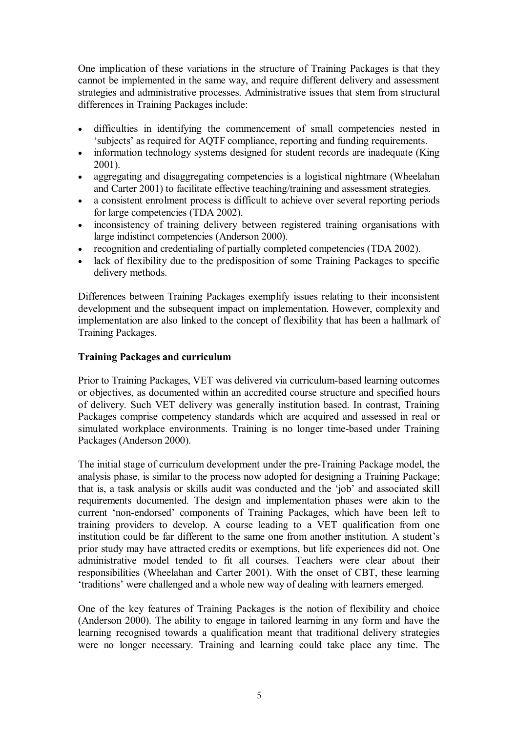One implication of these variations in the structure of Training Packages is that they cannot be implemented in the same way, and require different delivery and assessment strategies and administrative processes. Administrative issues that stem from structural differences in Training Packages include:

- difficulties in identifying the commencement of small competencies nested in 'subjects' as required for AQTF compliance, reporting and funding requirements.
- information technology systems designed for student records are inadequate (King 2001).
- aggregating and disaggregating competencies is a logistical nightmare (Wheelahan and Carter 2001) to facilitate effective teaching/training and assessment strategies.
- a consistent enrolment process is difficult to achieve over several reporting periods for large competencies (TDA 2002).
- inconsistency of training delivery between registered training organisations with large indistinct competencies (Anderson 2000).
- recognition and credentialing of partially completed competencies (TDA 2002).
- lack of flexibility due to the predisposition of some Training Packages to specific delivery methods.

Differences between Training Packages exemplify issues relating to their inconsistent development and the subsequent impact on implementation. However, complexity and implementation are also linked to the concept of flexibility that has been a hallmark of Training Packages.

**Training Packages and curriculum**

Prior to Training Packages, VET was delivered via curriculum-based learning outcomes or objectives, as documented within an accredited course structure and specified hours of delivery. Such VET delivery was generally institution based. In contrast, Training Packages comprise competency standards which are acquired and assessed in real or simulated workplace environments. Training is no longer time-based under Training Packages (Anderson 2000).

The initial stage of curriculum development under the pre-Training Package model, the analysis phase, is similar to the process now adopted for designing a Training Package; that is, a task analysis or skills audit was conducted and the 'job' and associated skill requirements documented. The design and implementation phases were akin to the current 'non-endorsed' components of Training Packages, which have been left to training providers to develop. A course leading to a VET qualification from one institution could be far different to the same one from another institution. A student's prior study may have attracted credits or exemptions, but life experiences did not. One administrative model tended to fit all courses. Teachers were clear about their responsibilities (Wheelahan and Carter 2001). With the onset of CBT, these learning 'traditions' were challenged and a whole new way of dealing with learners emerged.

One of the key features of Training Packages is the notion of flexibility and choice (Anderson 2000). The ability to engage in tailored learning in any form and have the learning recognised towards a qualification meant that traditional delivery strategies were no longer necessary. Training and learning could take place any time. The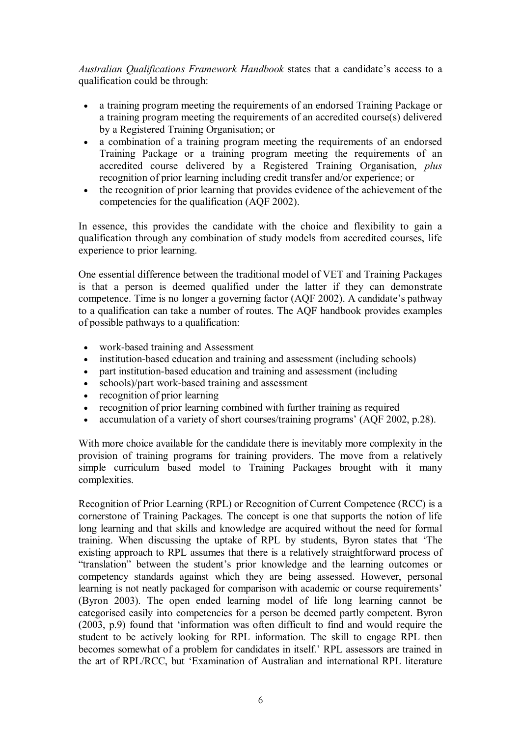*Australian Qualifications Framework Handbook* states that a candidate's access to a qualification could be through:

- a training program meeting the requirements of an endorsed Training Package or a training program meeting the requirements of an accredited course(s) delivered by a Registered Training Organisation; or
- a combination of a training program meeting the requirements of an endorsed Training Package or a training program meeting the requirements of an accredited course delivered by a Registered Training Organisation, *plus* recognition of prior learning including credit transfer and/or experience; or
- the recognition of prior learning that provides evidence of the achievement of the competencies for the qualification (AQF 2002).

In essence, this provides the candidate with the choice and flexibility to gain a qualification through any combination of study models from accredited courses, life experience to prior learning.

One essential difference between the traditional model of VET and Training Packages is that a person is deemed qualified under the latter if they can demonstrate competence. Time is no longer a governing factor (AQF 2002). A candidate's pathway to a qualification can take a number of routes. The AQF handbook provides examples of possible pathways to a qualification:

- work-based training and Assessment
- institution-based education and training and assessment (including schools)
- part institution-based education and training and assessment (including
- schools)/part work-based training and assessment
- recognition of prior learning
- recognition of prior learning combined with further training as required
- accumulation of a variety of short courses/training programs' (AQF 2002, p.28).

With more choice available for the candidate there is inevitably more complexity in the provision of training programs for training providers. The move from a relatively simple curriculum based model to Training Packages brought with it many complexities.

Recognition of Prior Learning (RPL) or Recognition of Current Competence (RCC) is a cornerstone of Training Packages. The concept is one that supports the notion of life long learning and that skills and knowledge are acquired without the need for formal training. When discussing the uptake of RPL by students, Byron states that 'The existing approach to RPL assumes that there is a relatively straightforward process of "translation" between the student's prior knowledge and the learning outcomes or competency standards against which they are being assessed. However, personal learning is not neatly packaged for comparison with academic or course requirements' (Byron 2003). The open ended learning model of life long learning cannot be categorised easily into competencies for a person be deemed partly competent. Byron (2003, p.9) found that 'information was often difficult to find and would require the student to be actively looking for RPL information. The skill to engage RPL then becomes somewhat of a problem for candidates in itself.' RPL assessors are trained in the art of RPL/RCC, but 'Examination of Australian and international RPL literature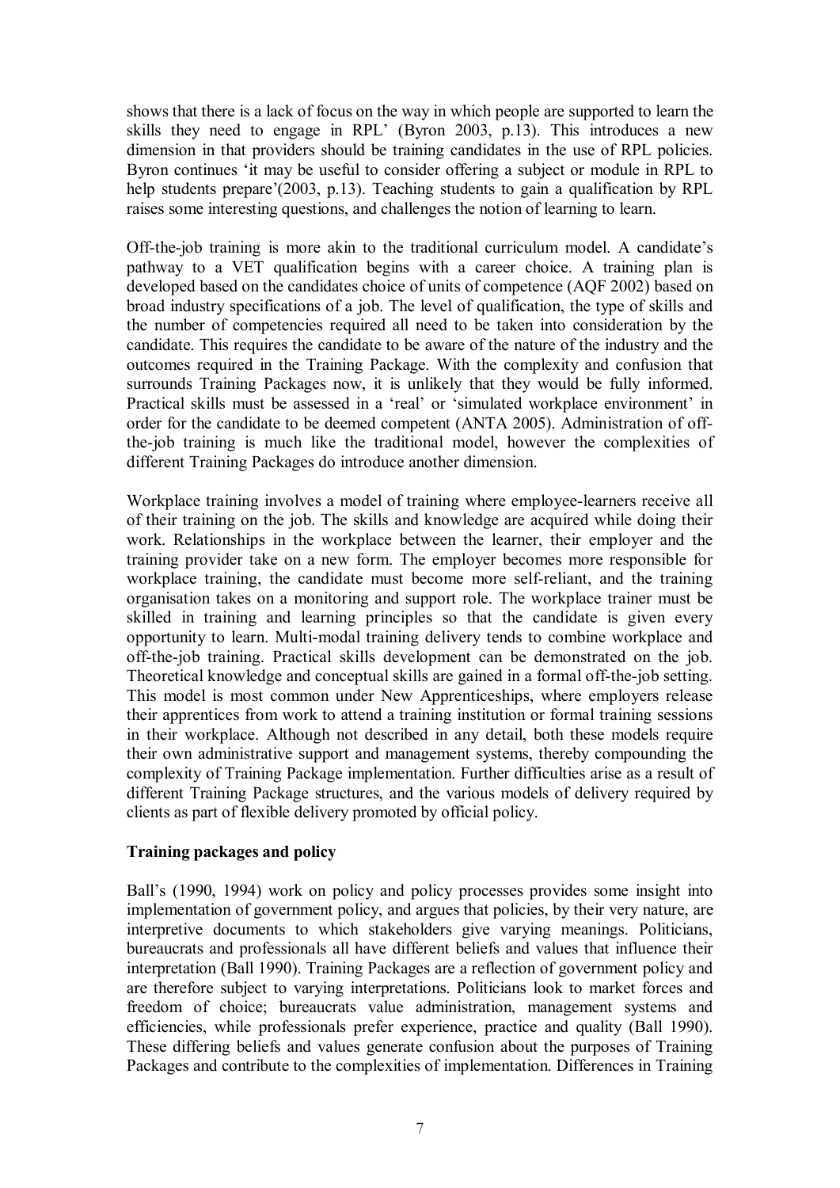shows that there is a lack of focus on the way in which people are supported to learn the skills they need to engage in RPL' (Byron 2003, p.13). This introduces a new dimension in that providers should be training candidates in the use of RPL policies. Byron continues 'it may be useful to consider offering a subject or module in RPL to help students prepare'(2003, p.13). Teaching students to gain a qualification by RPL raises some interesting questions, and challenges the notion of learning to learn.

Off-the-job training is more akin to the traditional curriculum model. A candidate's pathway to a VET qualification begins with a career choice. A training plan is developed based on the candidates choice of units of competence (AQF 2002) based on broad industry specifications of a job. The level of qualification, the type of skills and the number of competencies required all need to be taken into consideration by the candidate. This requires the candidate to be aware of the nature of the industry and the outcomes required in the Training Package. With the complexity and confusion that surrounds Training Packages now, it is unlikely that they would be fully informed. Practical skills must be assessed in a 'real' or 'simulated workplace environment' in order for the candidate to be deemed competent (ANTA 2005). Administration of off-the-job training is much like the traditional model, however the complexities of different Training Packages do introduce another dimension.

Workplace training involves a model of training where employee-learners receive all of their training on the job. The skills and knowledge are acquired while doing their work. Relationships in the workplace between the learner, their employer and the training provider take on a new form. The employer becomes more responsible for workplace training, the candidate must become more self-reliant, and the training organisation takes on a monitoring and support role. The workplace trainer must be skilled in training and learning principles so that the candidate is given every opportunity to learn. Multi-modal training delivery tends to combine workplace and off-the-job training. Practical skills development can be demonstrated on the job. Theoretical knowledge and conceptual skills are gained in a formal off-the-job setting. This model is most common under New Apprenticeships, where employers release their apprentices from work to attend a training institution or formal training sessions in their workplace. Although not described in any detail, both these models require their own administrative support and management systems, thereby compounding the complexity of Training Package implementation. Further difficulties arise as a result of different Training Package structures, and the various models of delivery required by clients as part of flexible delivery promoted by official policy.

**Training packages and policy**

Ball's (1990, 1994) work on policy and policy processes provides some insight into implementation of government policy, and argues that policies, by their very nature, are interpretive documents to which stakeholders give varying meanings. Politicians, bureaucrats and professionals all have different beliefs and values that influence their interpretation (Ball 1990). Training Packages are a reflection of government policy and are therefore subject to varying interpretations. Politicians look to market forces and freedom of choice; bureaucrats value administration, management systems and efficiencies, while professionals prefer experience, practice and quality (Ball 1990). These differing beliefs and values generate confusion about the purposes of Training Packages and contribute to the complexities of implementation. Differences in Training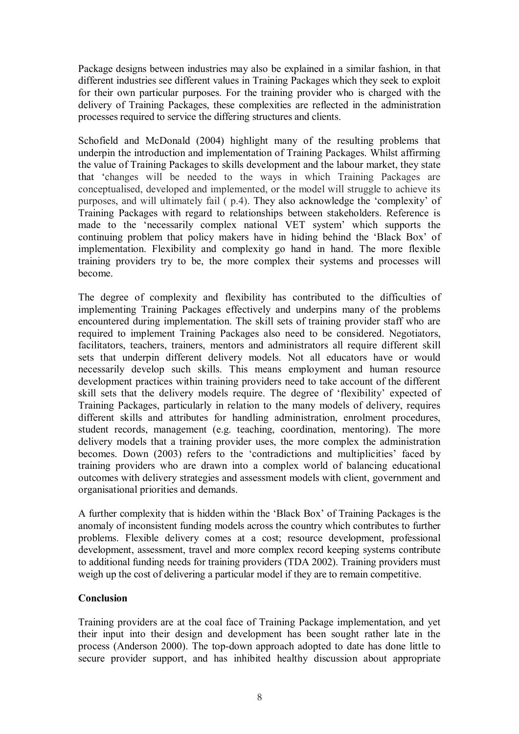Package designs between industries may also be explained in a similar fashion, in that different industries see different values in Training Packages which they seek to exploit for their own particular purposes. For the training provider who is charged with the delivery of Training Packages, these complexities are reflected in the administration processes required to service the differing structures and clients.

Schofield and McDonald (2004) highlight many of the resulting problems that underpin the introduction and implementation of Training Packages. Whilst affirming the value of Training Packages to skills development and the labour market, they state that 'changes will be needed to the ways in which Training Packages are conceptualised, developed and implemented, or the model will struggle to achieve its purposes, and will ultimately fail ( p.4). They also acknowledge the 'complexity' of Training Packages with regard to relationships between stakeholders. Reference is made to the 'necessarily complex national VET system' which supports the continuing problem that policy makers have in hiding behind the 'Black Box' of implementation. Flexibility and complexity go hand in hand. The more flexible training providers try to be, the more complex their systems and processes will become.

The degree of complexity and flexibility has contributed to the difficulties of implementing Training Packages effectively and underpins many of the problems encountered during implementation. The skill sets of training provider staff who are required to implement Training Packages also need to be considered. Negotiators, facilitators, teachers, trainers, mentors and administrators all require different skill sets that underpin different delivery models. Not all educators have or would necessarily develop such skills. This means employment and human resource development practices within training providers need to take account of the different skill sets that the delivery models require. The degree of 'flexibility' expected of Training Packages, particularly in relation to the many models of delivery, requires different skills and attributes for handling administration, enrolment procedures, student records, management (e.g. teaching, coordination, mentoring). The more delivery models that a training provider uses, the more complex the administration becomes. Down (2003) refers to the 'contradictions and multiplicities' faced by training providers who are drawn into a complex world of balancing educational outcomes with delivery strategies and assessment models with client, government and organisational priorities and demands.

A further complexity that is hidden within the 'Black Box' of Training Packages is the anomaly of inconsistent funding models across the country which contributes to further problems. Flexible delivery comes at a cost; resource development, professional development, assessment, travel and more complex record keeping systems contribute to additional funding needs for training providers (TDA 2002). Training providers must weigh up the cost of delivering a particular model if they are to remain competitive.

**Conclusion**

Training providers are at the coal face of Training Package implementation, and yet their input into their design and development has been sought rather late in the process (Anderson 2000). The top-down approach adopted to date has done little to secure provider support, and has inhibited healthy discussion about appropriate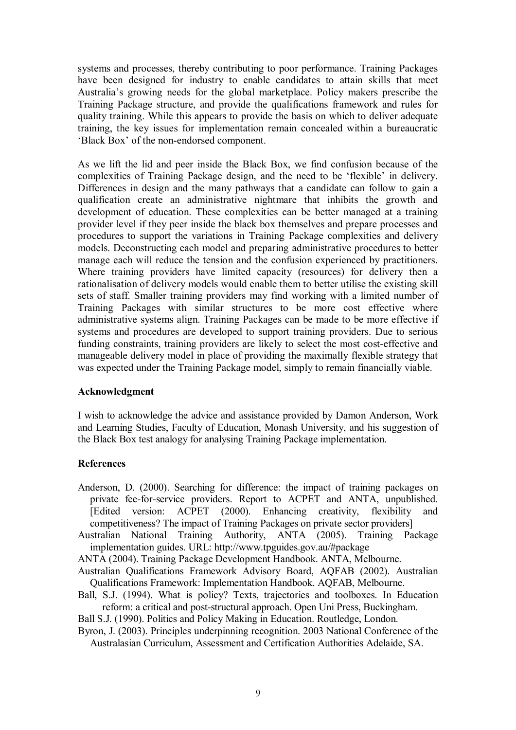systems and processes, thereby contributing to poor performance. Training Packages have been designed for industry to enable candidates to attain skills that meet Australia's growing needs for the global marketplace. Policy makers prescribe the Training Package structure, and provide the qualifications framework and rules for quality training. While this appears to provide the basis on which to deliver adequate training, the key issues for implementation remain concealed within a bureaucratic 'Black Box' of the non-endorsed component.

As we lift the lid and peer inside the Black Box, we find confusion because of the complexities of Training Package design, and the need to be 'flexible' in delivery. Differences in design and the many pathways that a candidate can follow to gain a qualification create an administrative nightmare that inhibits the growth and development of education. These complexities can be better managed at a training provider level if they peer inside the black box themselves and prepare processes and procedures to support the variations in Training Package complexities and delivery models. Deconstructing each model and preparing administrative procedures to better manage each will reduce the tension and the confusion experienced by practitioners. Where training providers have limited capacity (resources) for delivery then a rationalisation of delivery models would enable them to better utilise the existing skill sets of staff. Smaller training providers may find working with a limited number of Training Packages with similar structures to be more cost effective where administrative systems align. Training Packages can be made to be more effective if systems and procedures are developed to support training providers. Due to serious funding constraints, training providers are likely to select the most cost-effective and manageable delivery model in place of providing the maximally flexible strategy that was expected under the Training Package model, simply to remain financially viable.

**Acknowledgment**

I wish to acknowledge the advice and assistance provided by Damon Anderson, Work and Learning Studies, Faculty of Education, Monash University, and his suggestion of the Black Box test analogy for analysing Training Package implementation.

**References**

Anderson, D. (2000). Searching for difference: the impact of training packages on private fee-for-service providers. Report to ACPET and ANTA, unpublished. [Edited version: ACPET (2000). Enhancing creativity, flexibility and competitiveness? The impact of Training Packages on private sector providers]

Australian National Training Authority, ANTA (2005). Training Package implementation guides. URL: http://www.tpguides.gov.au/#package

ANTA (2004). Training Package Development Handbook. ANTA, Melbourne.

Australian Qualifications Framework Advisory Board, AQFAB (2002). Australian Qualifications Framework: Implementation Handbook. AQFAB, Melbourne.

Ball, S.J. (1994). What is policy? Texts, trajectories and toolboxes. In Education reform: a critical and post-structural approach. Open Uni Press, Buckingham.

Ball S.J. (1990). Politics and Policy Making in Education. Routledge, London.

Byron, J. (2003). Principles underpinning recognition. 2003 National Conference of the Australasian Curriculum, Assessment and Certification Authorities Adelaide, SA.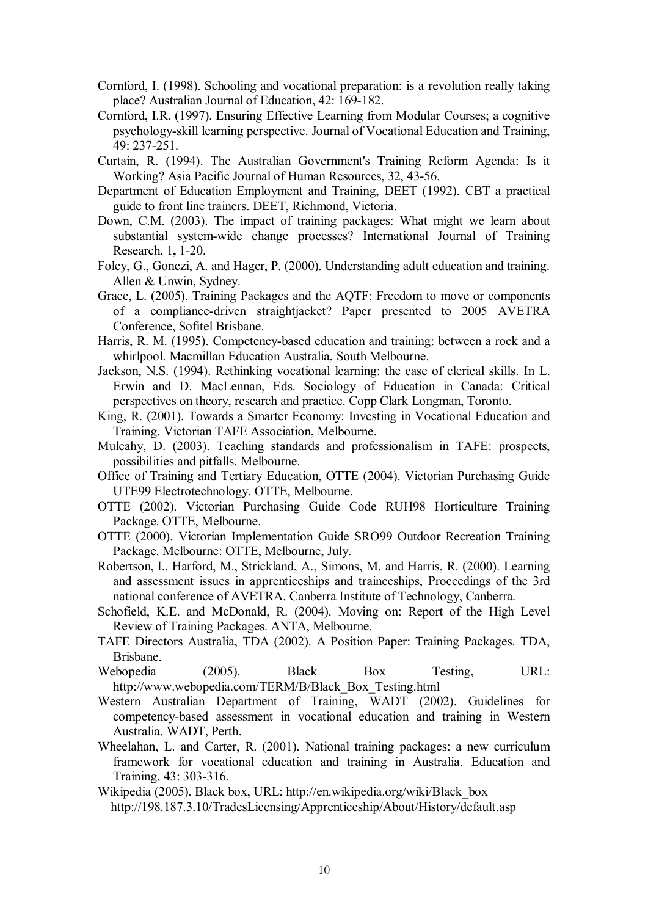Cornford, I. (1998). Schooling and vocational preparation: is a revolution really taking place? Australian Journal of Education, 42: 169-182.

Cornford, I.R. (1997). Ensuring Effective Learning from Modular Courses; a cognitive psychology-skill learning perspective. Journal of Vocational Education and Training, 49: 237-251.

Curtain, R. (1994). The Australian Government's Training Reform Agenda: Is it Working? Asia Pacific Journal of Human Resources, 32, 43-56.

Department of Education Employment and Training, DEET (1992). CBT a practical guide to front line trainers. DEET, Richmond, Victoria.

Down, C.M. (2003). The impact of training packages: What might we learn about substantial system-wide change processes? International Journal of Training Research, 1**,** 1-20.

Foley, G., Gonczi, A. and Hager, P. (2000). Understanding adult education and training. Allen & Unwin, Sydney.

Grace, L. (2005). Training Packages and the AQTF: Freedom to move or components of a compliance-driven straightjacket? Paper presented to 2005 AVETRA Conference, Sofitel Brisbane.

Harris, R. M. (1995). Competency-based education and training: between a rock and a whirlpool. Macmillan Education Australia, South Melbourne.

Jackson, N.S. (1994). Rethinking vocational learning: the case of clerical skills. In L. Erwin and D. MacLennan, Eds. Sociology of Education in Canada: Critical perspectives on theory, research and practice. Copp Clark Longman, Toronto.

King, R. (2001). Towards a Smarter Economy: Investing in Vocational Education and Training. Victorian TAFE Association, Melbourne.

Mulcahy, D. (2003). Teaching standards and professionalism in TAFE: prospects, possibilities and pitfalls. Melbourne.

Office of Training and Tertiary Education, OTTE (2004). Victorian Purchasing Guide UTE99 Electrotechnology. OTTE, Melbourne.

OTTE (2002). Victorian Purchasing Guide Code RUH98 Horticulture Training Package. OTTE, Melbourne.

OTTE (2000). Victorian Implementation Guide SRO99 Outdoor Recreation Training Package. Melbourne: OTTE, Melbourne, July.

Robertson, I., Harford, M., Strickland, A., Simons, M. and Harris, R. (2000). Learning and assessment issues in apprenticeships and traineeships, Proceedings of the 3rd national conference of AVETRA. Canberra Institute of Technology, Canberra.

Schofield, K.E. and McDonald, R. (2004). Moving on: Report of the High Level Review of Training Packages. ANTA, Melbourne.

TAFE Directors Australia, TDA (2002). A Position Paper: Training Packages. TDA, Brisbane.

Webopedia (2005). Black Box Testing, URL: http://www.webopedia.com/TERM/B/Black_Box_Testing.html

Western Australian Department of Training, WADT (2002). Guidelines for competency-based assessment in vocational education and training in Western Australia. WADT, Perth.

Wheelahan, L. and Carter, R. (2001). National training packages: a new curriculum framework for vocational education and training in Australia. Education and Training, 43: 303-316.

Wikipedia (2005). Black box, URL: http://en.wikipedia.org/wiki/Black_box
http://198.187.3.10/TradesLicensing/Apprenticeship/About/History/default.asp